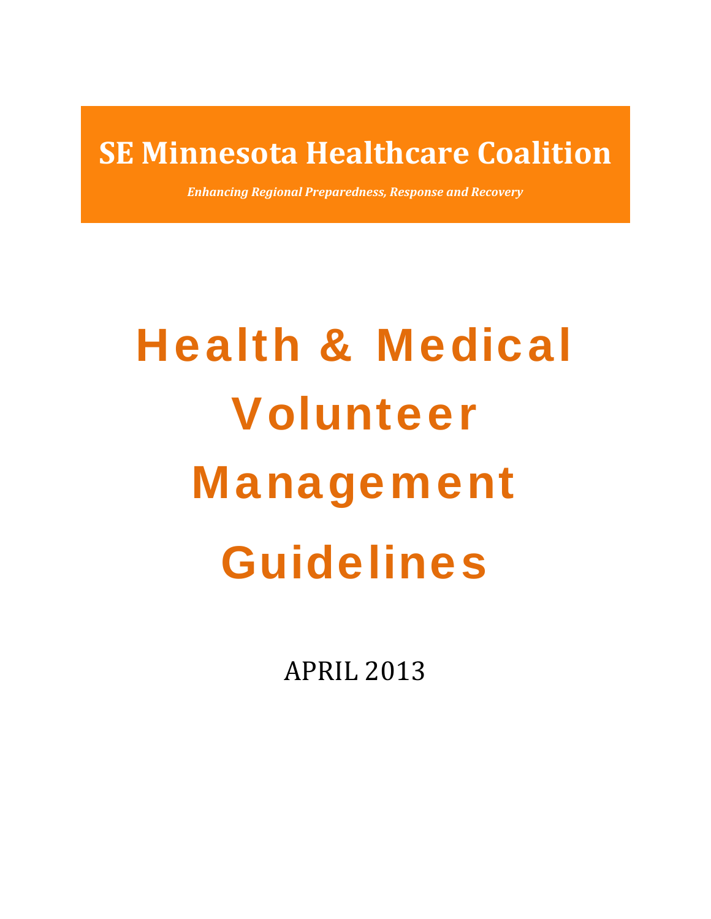**SE Minnesota Healthcare Coalition**

***Enhancing Regional Preparedness, Response and Recovery***

# Health & Medical Volunteer Management Guidelines

APRIL 2013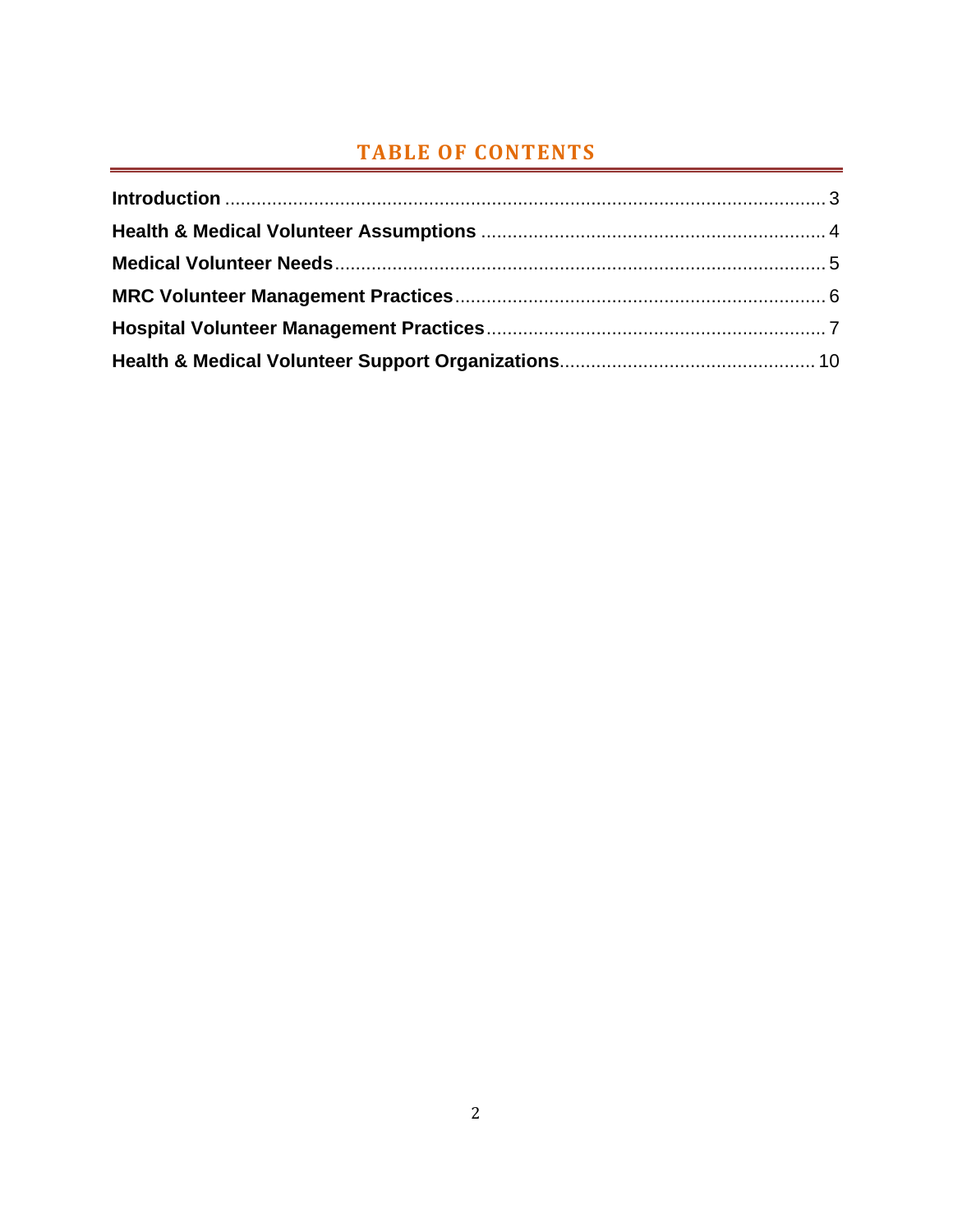# TABLE OF CONTENTS

**Introduction** ..................................................................................................................... 3

**Health & Medical Volunteer Assumptions** .................................................................. 4

**Medical Volunteer Needs** .............................................................................................. 5

**MRC Volunteer Management Practices** ....................................................................... 6

**Hospital Volunteer Management Practices** ................................................................. 7

**Health & Medical Volunteer Support Organizations** ................................................. 10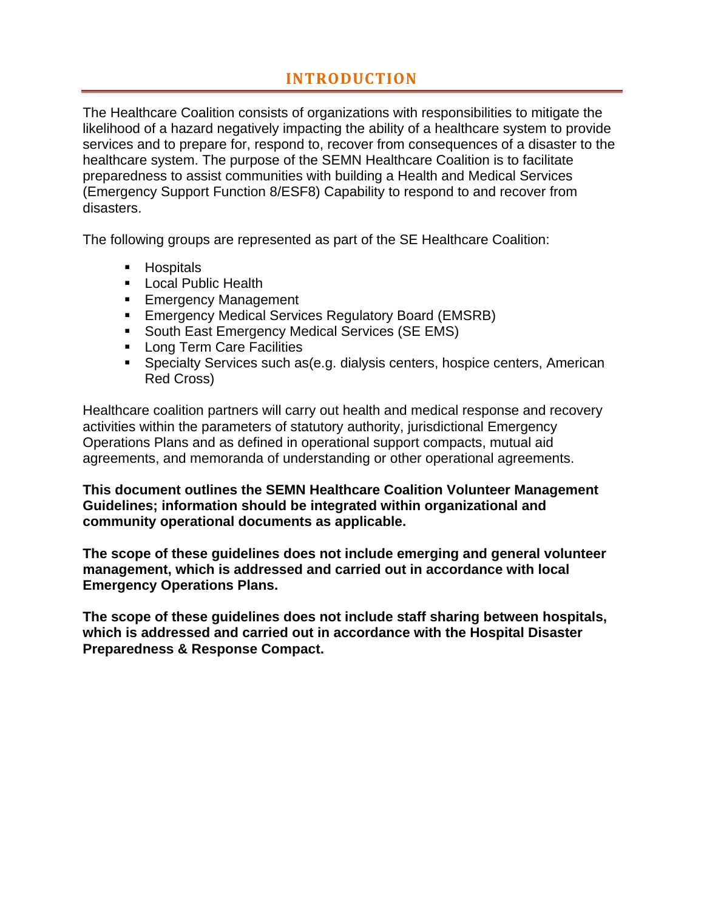# INTRODUCTION

The Healthcare Coalition consists of organizations with responsibilities to mitigate the likelihood of a hazard negatively impacting the ability of a healthcare system to provide services and to prepare for, respond to, recover from consequences of a disaster to the healthcare system. The purpose of the SEMN Healthcare Coalition is to facilitate preparedness to assist communities with building a Health and Medical Services (Emergency Support Function 8/ESF8) Capability to respond to and recover from disasters.

The following groups are represented as part of the SE Healthcare Coalition:

- Hospitals
- Local Public Health
- Emergency Management
- Emergency Medical Services Regulatory Board (EMSRB)
- South East Emergency Medical Services (SE EMS)
- Long Term Care Facilities
- Specialty Services such as(e.g. dialysis centers, hospice centers, American Red Cross)

Healthcare coalition partners will carry out health and medical response and recovery activities within the parameters of statutory authority, jurisdictional Emergency Operations Plans and as defined in operational support compacts, mutual aid agreements, and memoranda of understanding or other operational agreements.

**This document outlines the SEMN Healthcare Coalition Volunteer Management Guidelines; information should be integrated within organizational and community operational documents as applicable.**

**The scope of these guidelines does not include emerging and general volunteer management, which is addressed and carried out in accordance with local Emergency Operations Plans.**

**The scope of these guidelines does not include staff sharing between hospitals, which is addressed and carried out in accordance with the Hospital Disaster Preparedness & Response Compact.**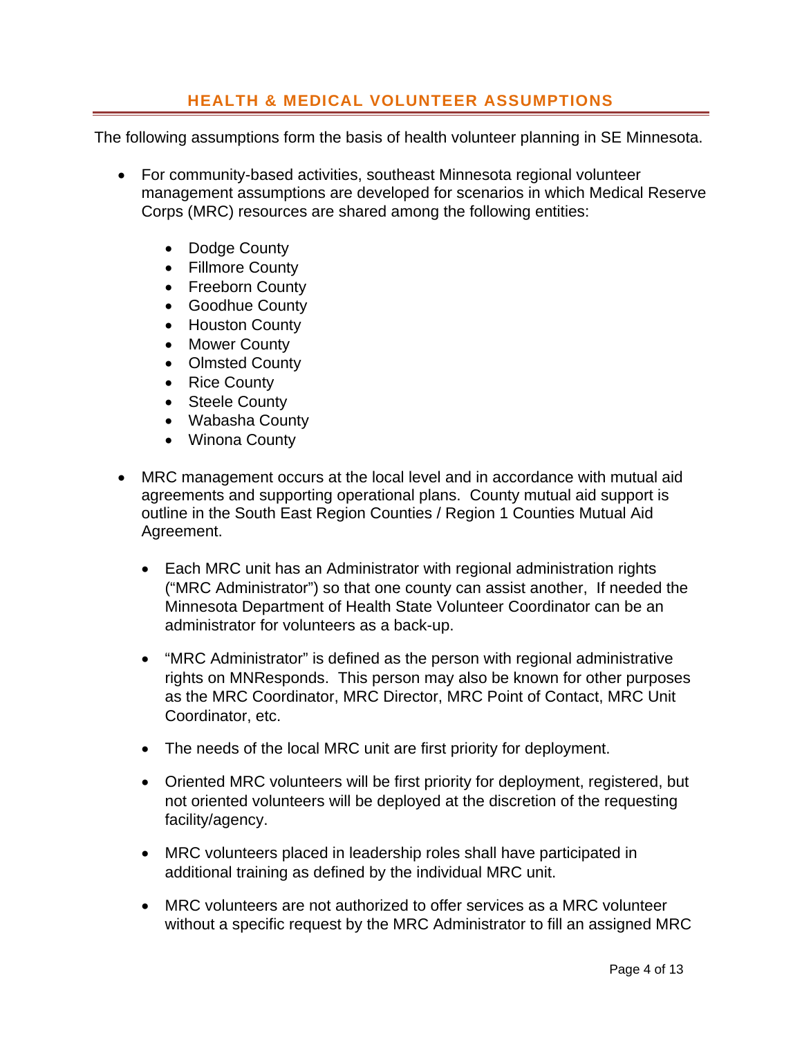## HEALTH & MEDICAL VOLUNTEER ASSUMPTIONS

The following assumptions form the basis of health volunteer planning in SE Minnesota.

- For community-based activities, southeast Minnesota regional volunteer management assumptions are developed for scenarios in which Medical Reserve Corps (MRC) resources are shared among the following entities:
  - Dodge County
  - Fillmore County
  - Freeborn County
  - Goodhue County
  - Houston County
  - Mower County
  - Olmsted County
  - Rice County
  - Steele County
  - Wabasha County
  - Winona County

- MRC management occurs at the local level and in accordance with mutual aid agreements and supporting operational plans. County mutual aid support is outline in the South East Region Counties / Region 1 Counties Mutual Aid Agreement.
  - Each MRC unit has an Administrator with regional administration rights ("MRC Administrator") so that one county can assist another, If needed the Minnesota Department of Health State Volunteer Coordinator can be an administrator for volunteers as a back-up.
  - "MRC Administrator" is defined as the person with regional administrative rights on MNResponds. This person may also be known for other purposes as the MRC Coordinator, MRC Director, MRC Point of Contact, MRC Unit Coordinator, etc.
  - The needs of the local MRC unit are first priority for deployment.
  - Oriented MRC volunteers will be first priority for deployment, registered, but not oriented volunteers will be deployed at the discretion of the requesting facility/agency.
  - MRC volunteers placed in leadership roles shall have participated in additional training as defined by the individual MRC unit.
  - MRC volunteers are not authorized to offer services as a MRC volunteer without a specific request by the MRC Administrator to fill an assigned MRC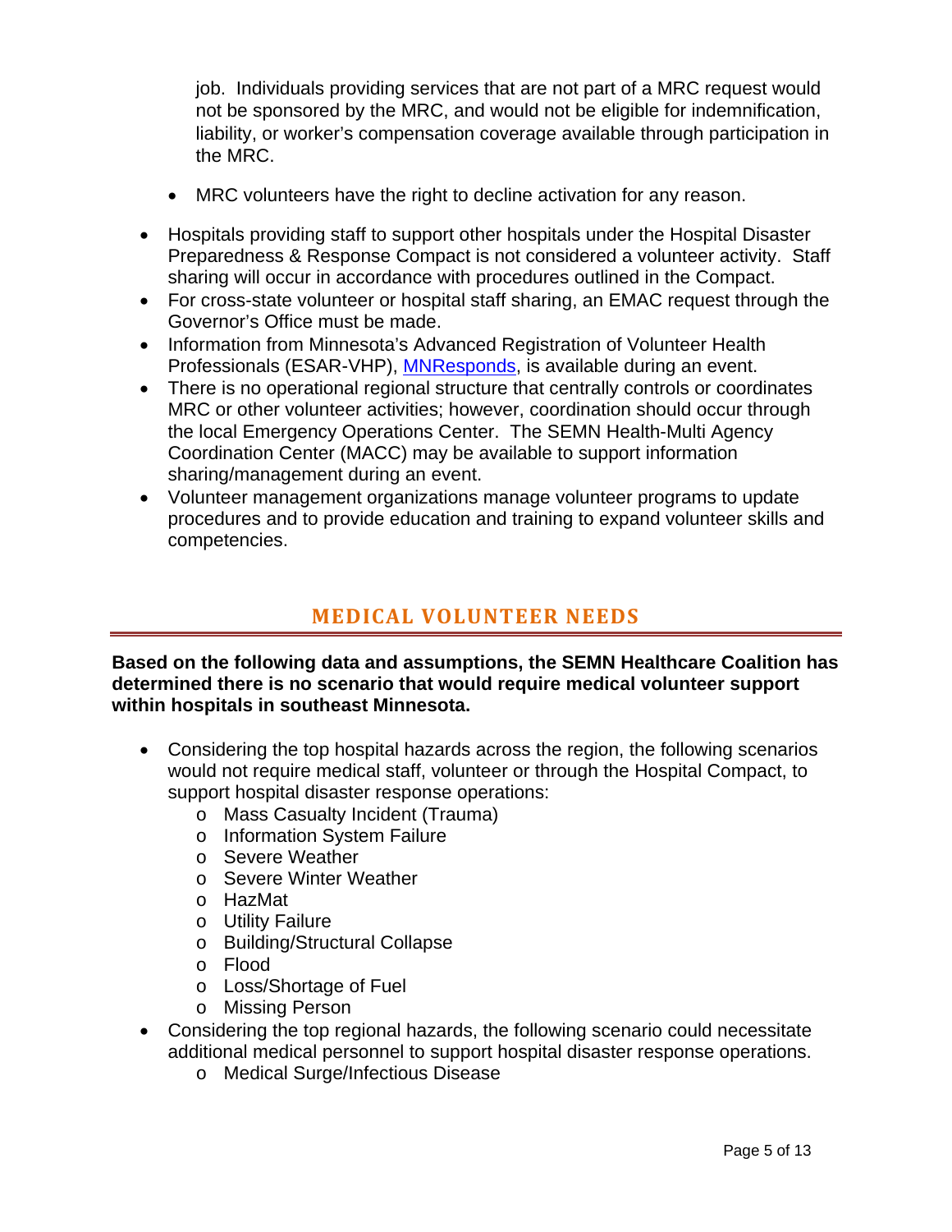job. Individuals providing services that are not part of a MRC request would not be sponsored by the MRC, and would not be eligible for indemnification, liability, or worker's compensation coverage available through participation in the MRC.

  - MRC volunteers have the right to decline activation for any reason.

- Hospitals providing staff to support other hospitals under the Hospital Disaster Preparedness & Response Compact is not considered a volunteer activity. Staff sharing will occur in accordance with procedures outlined in the Compact.
- For cross-state volunteer or hospital staff sharing, an EMAC request through the Governor's Office must be made.
- Information from Minnesota's Advanced Registration of Volunteer Health Professionals (ESAR-VHP), MNResponds, is available during an event.
- There is no operational regional structure that centrally controls or coordinates MRC or other volunteer activities; however, coordination should occur through the local Emergency Operations Center. The SEMN Health-Multi Agency Coordination Center (MACC) may be available to support information sharing/management during an event.
- Volunteer management organizations manage volunteer programs to update procedures and to provide education and training to expand volunteer skills and competencies.

## MEDICAL VOLUNTEER NEEDS

**Based on the following data and assumptions, the SEMN Healthcare Coalition has determined there is no scenario that would require medical volunteer support within hospitals in southeast Minnesota.**

- Considering the top hospital hazards across the region, the following scenarios would not require medical staff, volunteer or through the Hospital Compact, to support hospital disaster response operations:
  - Mass Casualty Incident (Trauma)
  - Information System Failure
  - Severe Weather
  - Severe Winter Weather
  - HazMat
  - Utility Failure
  - Building/Structural Collapse
  - Flood
  - Loss/Shortage of Fuel
  - Missing Person
- Considering the top regional hazards, the following scenario could necessitate additional medical personnel to support hospital disaster response operations.
  - Medical Surge/Infectious Disease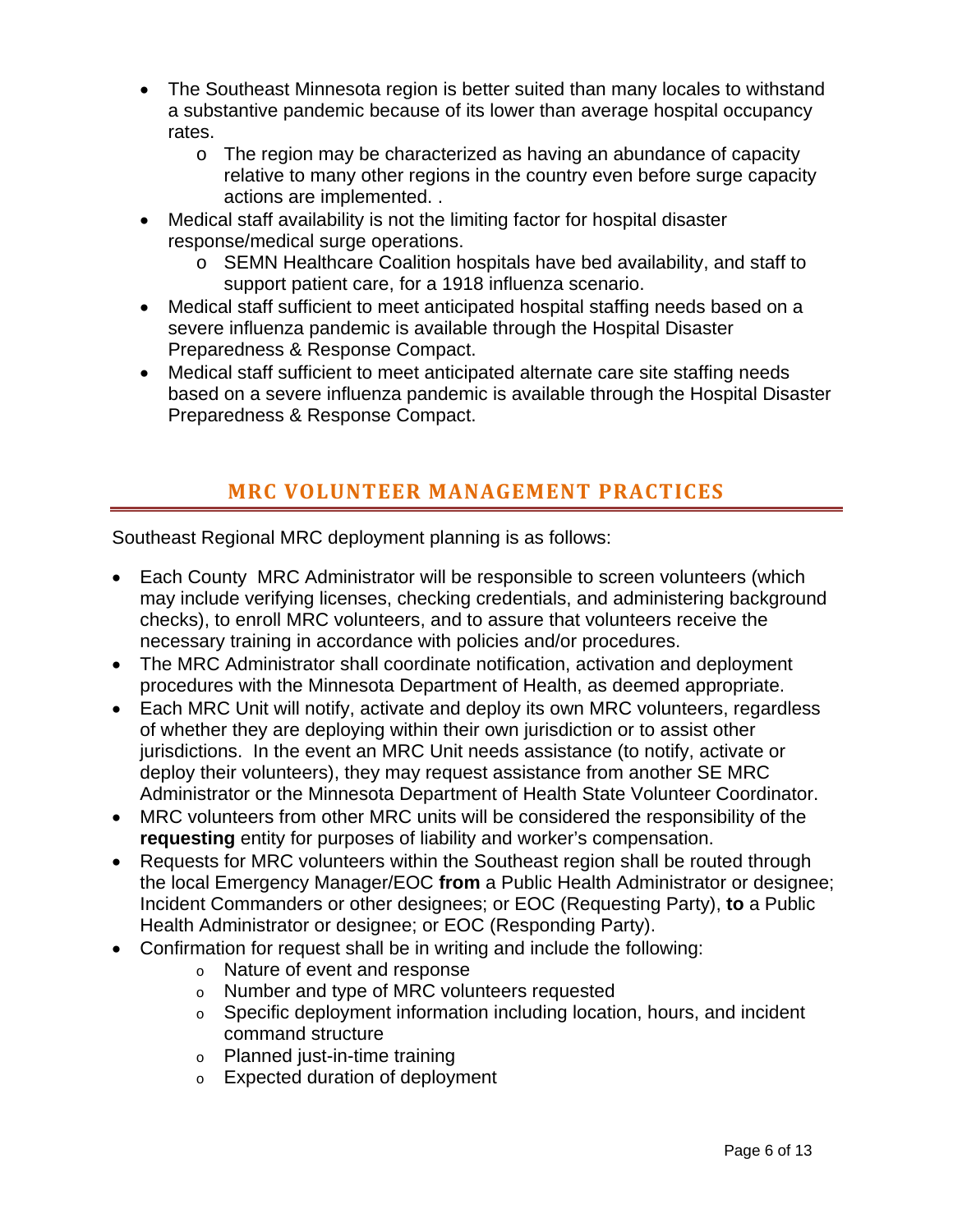- The Southeast Minnesota region is better suited than many locales to withstand a substantive pandemic because of its lower than average hospital occupancy rates.
    - The region may be characterized as having an abundance of capacity relative to many other regions in the country even before surge capacity actions are implemented. .
- Medical staff availability is not the limiting factor for hospital disaster response/medical surge operations.
    - SEMN Healthcare Coalition hospitals have bed availability, and staff to support patient care, for a 1918 influenza scenario.
- Medical staff sufficient to meet anticipated hospital staffing needs based on a severe influenza pandemic is available through the Hospital Disaster Preparedness & Response Compact.
- Medical staff sufficient to meet anticipated alternate care site staffing needs based on a severe influenza pandemic is available through the Hospital Disaster Preparedness & Response Compact.

## MRC VOLUNTEER MANAGEMENT PRACTICES

Southeast Regional MRC deployment planning is as follows:

- Each County MRC Administrator will be responsible to screen volunteers (which may include verifying licenses, checking credentials, and administering background checks), to enroll MRC volunteers, and to assure that volunteers receive the necessary training in accordance with policies and/or procedures.
- The MRC Administrator shall coordinate notification, activation and deployment procedures with the Minnesota Department of Health, as deemed appropriate.
- Each MRC Unit will notify, activate and deploy its own MRC volunteers, regardless of whether they are deploying within their own jurisdiction or to assist other jurisdictions. In the event an MRC Unit needs assistance (to notify, activate or deploy their volunteers), they may request assistance from another SE MRC Administrator or the Minnesota Department of Health State Volunteer Coordinator.
- MRC volunteers from other MRC units will be considered the responsibility of the **requesting** entity for purposes of liability and worker's compensation.
- Requests for MRC volunteers within the Southeast region shall be routed through the local Emergency Manager/EOC **from** a Public Health Administrator or designee; Incident Commanders or other designees; or EOC (Requesting Party), **to** a Public Health Administrator or designee; or EOC (Responding Party).
- Confirmation for request shall be in writing and include the following:
    - Nature of event and response
    - Number and type of MRC volunteers requested
    - Specific deployment information including location, hours, and incident command structure
    - Planned just-in-time training
    - Expected duration of deployment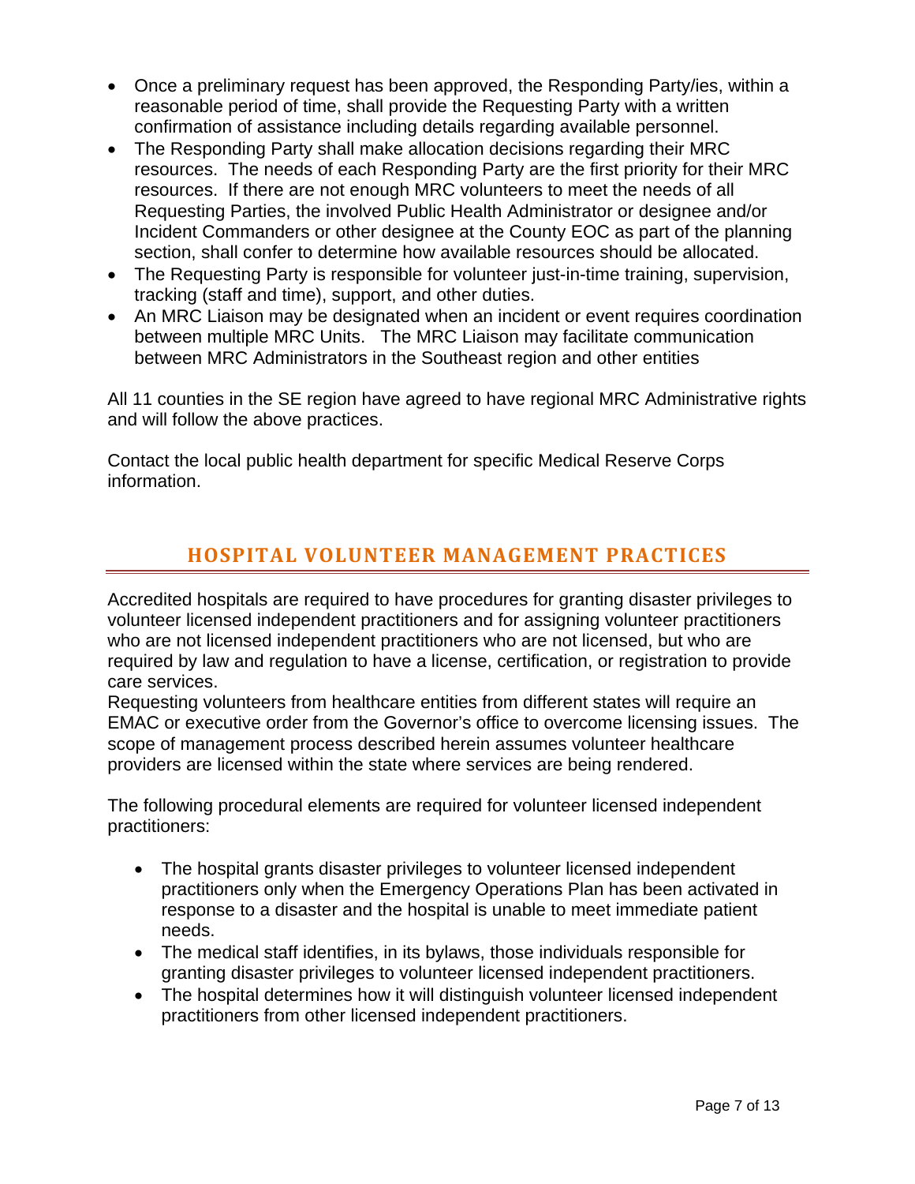- Once a preliminary request has been approved, the Responding Party/ies, within a reasonable period of time, shall provide the Requesting Party with a written confirmation of assistance including details regarding available personnel.
- The Responding Party shall make allocation decisions regarding their MRC resources. The needs of each Responding Party are the first priority for their MRC resources. If there are not enough MRC volunteers to meet the needs of all Requesting Parties, the involved Public Health Administrator or designee and/or Incident Commanders or other designee at the County EOC as part of the planning section, shall confer to determine how available resources should be allocated.
- The Requesting Party is responsible for volunteer just-in-time training, supervision, tracking (staff and time), support, and other duties.
- An MRC Liaison may be designated when an incident or event requires coordination between multiple MRC Units. The MRC Liaison may facilitate communication between MRC Administrators in the Southeast region and other entities

All 11 counties in the SE region have agreed to have regional MRC Administrative rights and will follow the above practices.

Contact the local public health department for specific Medical Reserve Corps information.

## HOSPITAL VOLUNTEER MANAGEMENT PRACTICES

Accredited hospitals are required to have procedures for granting disaster privileges to volunteer licensed independent practitioners and for assigning volunteer practitioners who are not licensed independent practitioners who are not licensed, but who are required by law and regulation to have a license, certification, or registration to provide care services.
Requesting volunteers from healthcare entities from different states will require an EMAC or executive order from the Governor's office to overcome licensing issues. The scope of management process described herein assumes volunteer healthcare providers are licensed within the state where services are being rendered.

The following procedural elements are required for volunteer licensed independent practitioners:

- The hospital grants disaster privileges to volunteer licensed independent practitioners only when the Emergency Operations Plan has been activated in response to a disaster and the hospital is unable to meet immediate patient needs.
- The medical staff identifies, in its bylaws, those individuals responsible for granting disaster privileges to volunteer licensed independent practitioners.
- The hospital determines how it will distinguish volunteer licensed independent practitioners from other licensed independent practitioners.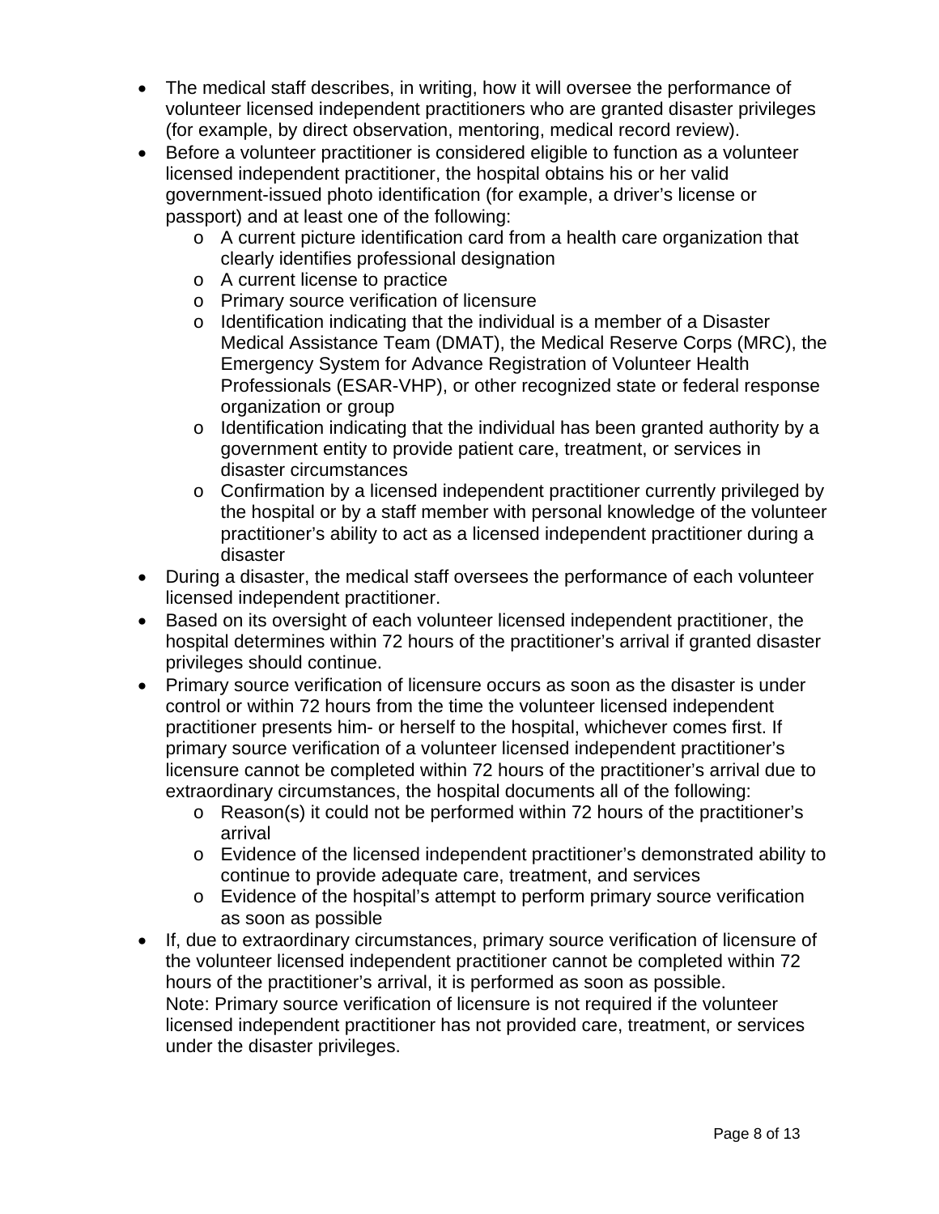- The medical staff describes, in writing, how it will oversee the performance of volunteer licensed independent practitioners who are granted disaster privileges (for example, by direct observation, mentoring, medical record review).
- Before a volunteer practitioner is considered eligible to function as a volunteer licensed independent practitioner, the hospital obtains his or her valid government-issued photo identification (for example, a driver's license or passport) and at least one of the following:
  - A current picture identification card from a health care organization that clearly identifies professional designation
  - A current license to practice
  - Primary source verification of licensure
  - Identification indicating that the individual is a member of a Disaster Medical Assistance Team (DMAT), the Medical Reserve Corps (MRC), the Emergency System for Advance Registration of Volunteer Health Professionals (ESAR-VHP), or other recognized state or federal response organization or group
  - Identification indicating that the individual has been granted authority by a government entity to provide patient care, treatment, or services in disaster circumstances
  - Confirmation by a licensed independent practitioner currently privileged by the hospital or by a staff member with personal knowledge of the volunteer practitioner's ability to act as a licensed independent practitioner during a disaster
- During a disaster, the medical staff oversees the performance of each volunteer licensed independent practitioner.
- Based on its oversight of each volunteer licensed independent practitioner, the hospital determines within 72 hours of the practitioner's arrival if granted disaster privileges should continue.
- Primary source verification of licensure occurs as soon as the disaster is under control or within 72 hours from the time the volunteer licensed independent practitioner presents him- or herself to the hospital, whichever comes first. If primary source verification of a volunteer licensed independent practitioner's licensure cannot be completed within 72 hours of the practitioner's arrival due to extraordinary circumstances, the hospital documents all of the following:
  - Reason(s) it could not be performed within 72 hours of the practitioner's arrival
  - Evidence of the licensed independent practitioner's demonstrated ability to continue to provide adequate care, treatment, and services
  - Evidence of the hospital's attempt to perform primary source verification as soon as possible
- If, due to extraordinary circumstances, primary source verification of licensure of the volunteer licensed independent practitioner cannot be completed within 72 hours of the practitioner's arrival, it is performed as soon as possible.
  Note: Primary source verification of licensure is not required if the volunteer licensed independent practitioner has not provided care, treatment, or services under the disaster privileges.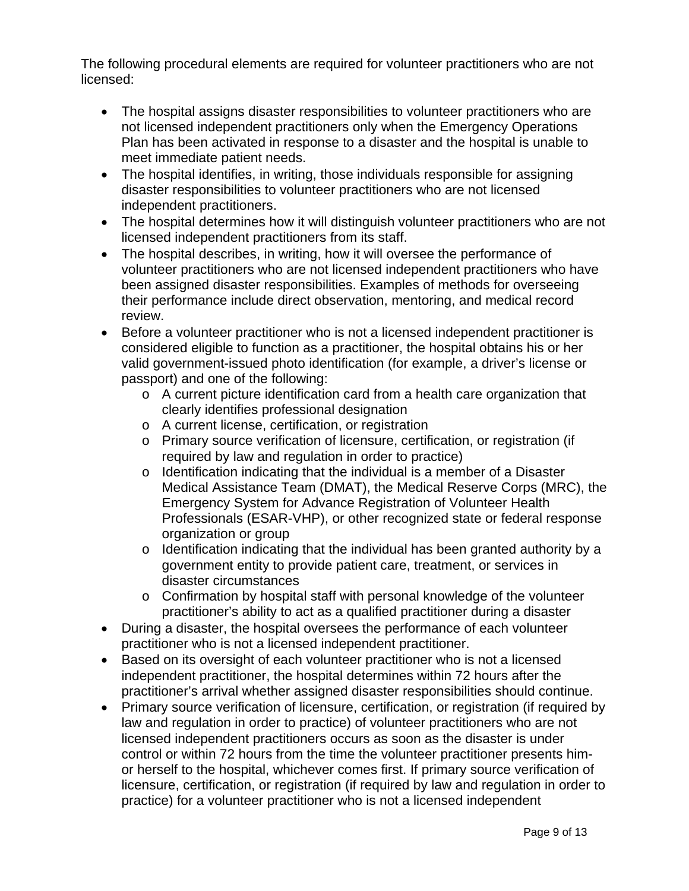The following procedural elements are required for volunteer practitioners who are not licensed:

- The hospital assigns disaster responsibilities to volunteer practitioners who are not licensed independent practitioners only when the Emergency Operations Plan has been activated in response to a disaster and the hospital is unable to meet immediate patient needs.
- The hospital identifies, in writing, those individuals responsible for assigning disaster responsibilities to volunteer practitioners who are not licensed independent practitioners.
- The hospital determines how it will distinguish volunteer practitioners who are not licensed independent practitioners from its staff.
- The hospital describes, in writing, how it will oversee the performance of volunteer practitioners who are not licensed independent practitioners who have been assigned disaster responsibilities. Examples of methods for overseeing their performance include direct observation, mentoring, and medical record review.
- Before a volunteer practitioner who is not a licensed independent practitioner is considered eligible to function as a practitioner, the hospital obtains his or her valid government-issued photo identification (for example, a driver's license or passport) and one of the following:
  - A current picture identification card from a health care organization that clearly identifies professional designation
  - A current license, certification, or registration
  - Primary source verification of licensure, certification, or registration (if required by law and regulation in order to practice)
  - Identification indicating that the individual is a member of a Disaster Medical Assistance Team (DMAT), the Medical Reserve Corps (MRC), the Emergency System for Advance Registration of Volunteer Health Professionals (ESAR-VHP), or other recognized state or federal response organization or group
  - Identification indicating that the individual has been granted authority by a government entity to provide patient care, treatment, or services in disaster circumstances
  - Confirmation by hospital staff with personal knowledge of the volunteer practitioner's ability to act as a qualified practitioner during a disaster
- During a disaster, the hospital oversees the performance of each volunteer practitioner who is not a licensed independent practitioner.
- Based on its oversight of each volunteer practitioner who is not a licensed independent practitioner, the hospital determines within 72 hours after the practitioner's arrival whether assigned disaster responsibilities should continue.
- Primary source verification of licensure, certification, or registration (if required by law and regulation in order to practice) of volunteer practitioners who are not licensed independent practitioners occurs as soon as the disaster is under control or within 72 hours from the time the volunteer practitioner presents him- or herself to the hospital, whichever comes first. If primary source verification of licensure, certification, or registration (if required by law and regulation in order to practice) for a volunteer practitioner who is not a licensed independent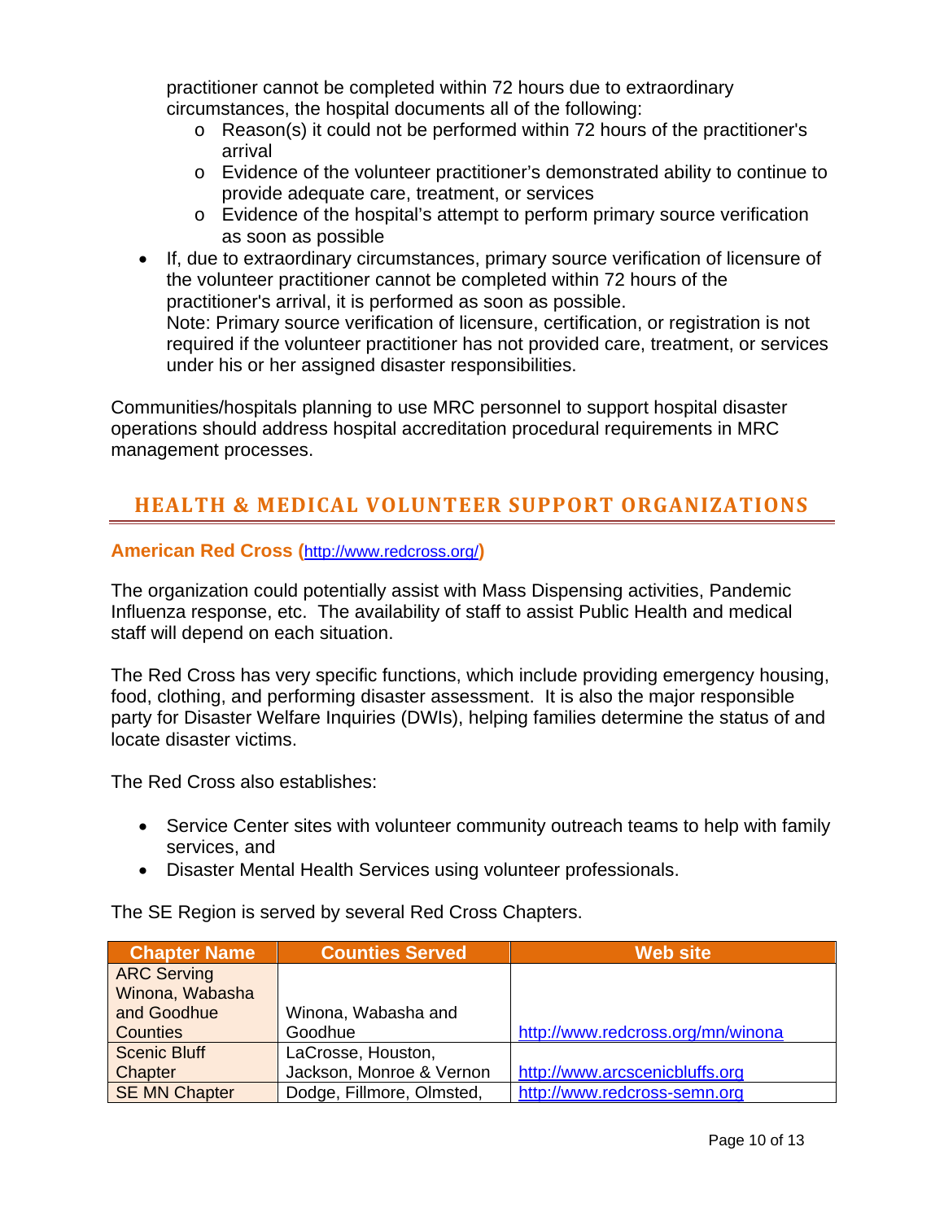practitioner cannot be completed within 72 hours due to extraordinary circumstances, the hospital documents all of the following:
  - Reason(s) it could not be performed within 72 hours of the practitioner's arrival
  - Evidence of the volunteer practitioner's demonstrated ability to continue to provide adequate care, treatment, or services
  - Evidence of the hospital's attempt to perform primary source verification as soon as possible
- If, due to extraordinary circumstances, primary source verification of licensure of the volunteer practitioner cannot be completed within 72 hours of the practitioner's arrival, it is performed as soon as possible.
  Note: Primary source verification of licensure, certification, or registration is not required if the volunteer practitioner has not provided care, treatment, or services under his or her assigned disaster responsibilities.

Communities/hospitals planning to use MRC personnel to support hospital disaster operations should address hospital accreditation procedural requirements in MRC management processes.

## HEALTH & MEDICAL VOLUNTEER SUPPORT ORGANIZATIONS

### American Red Cross (http://www.redcross.org/)

The organization could potentially assist with Mass Dispensing activities, Pandemic Influenza response, etc. The availability of staff to assist Public Health and medical staff will depend on each situation.

The Red Cross has very specific functions, which include providing emergency housing, food, clothing, and performing disaster assessment. It is also the major responsible party for Disaster Welfare Inquiries (DWIs), helping families determine the status of and locate disaster victims.

The Red Cross also establishes:

- Service Center sites with volunteer community outreach teams to help with family services, and
- Disaster Mental Health Services using volunteer professionals.

The SE Region is served by several Red Cross Chapters.

| Chapter Name | Counties Served | Web site |
|---|---|---|
| ARC Serving Winona, Wabasha and Goodhue Counties | Winona, Wabasha and Goodhue | http://www.redcross.org/mn/winona |
| Scenic Bluff Chapter | LaCrosse, Houston, Jackson, Monroe & Vernon | http://www.arcscenicbluffs.org |
| SE MN Chapter | Dodge, Fillmore, Olmsted, | http://www.redcross-semn.org |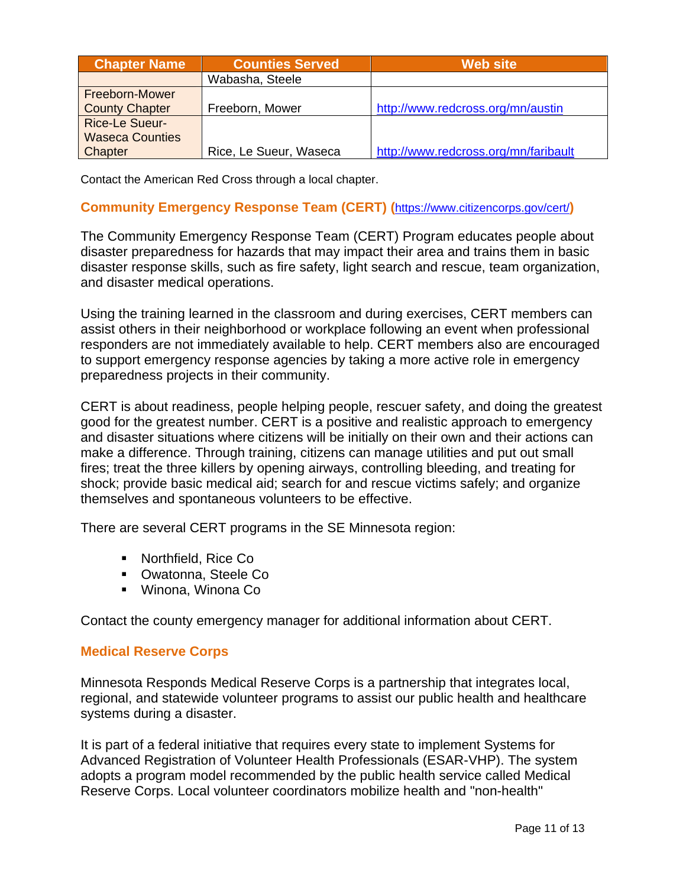| Chapter Name | Counties Served | Web site |
| --- | --- | --- |
| | Wabasha, Steele | |
| Freeborn-Mower County Chapter | Freeborn, Mower | http://www.redcross.org/mn/austin |
| Rice-Le Sueur-Waseca Counties Chapter | Rice, Le Sueur, Waseca | http://www.redcross.org/mn/faribault |

Contact the American Red Cross through a local chapter.

### Community Emergency Response Team (CERT) (https://www.citizencorps.gov/cert/)

The Community Emergency Response Team (CERT) Program educates people about disaster preparedness for hazards that may impact their area and trains them in basic disaster response skills, such as fire safety, light search and rescue, team organization, and disaster medical operations.

Using the training learned in the classroom and during exercises, CERT members can assist others in their neighborhood or workplace following an event when professional responders are not immediately available to help. CERT members also are encouraged to support emergency response agencies by taking a more active role in emergency preparedness projects in their community.

CERT is about readiness, people helping people, rescuer safety, and doing the greatest good for the greatest number. CERT is a positive and realistic approach to emergency and disaster situations where citizens will be initially on their own and their actions can make a difference. Through training, citizens can manage utilities and put out small fires; treat the three killers by opening airways, controlling bleeding, and treating for shock; provide basic medical aid; search for and rescue victims safely; and organize themselves and spontaneous volunteers to be effective.

There are several CERT programs in the SE Minnesota region:

- Northfield, Rice Co
- Owatonna, Steele Co
- Winona, Winona Co

Contact the county emergency manager for additional information about CERT.

### Medical Reserve Corps

Minnesota Responds Medical Reserve Corps is a partnership that integrates local, regional, and statewide volunteer programs to assist our public health and healthcare systems during a disaster.

It is part of a federal initiative that requires every state to implement Systems for Advanced Registration of Volunteer Health Professionals (ESAR-VHP). The system adopts a program model recommended by the public health service called Medical Reserve Corps. Local volunteer coordinators mobilize health and "non-health"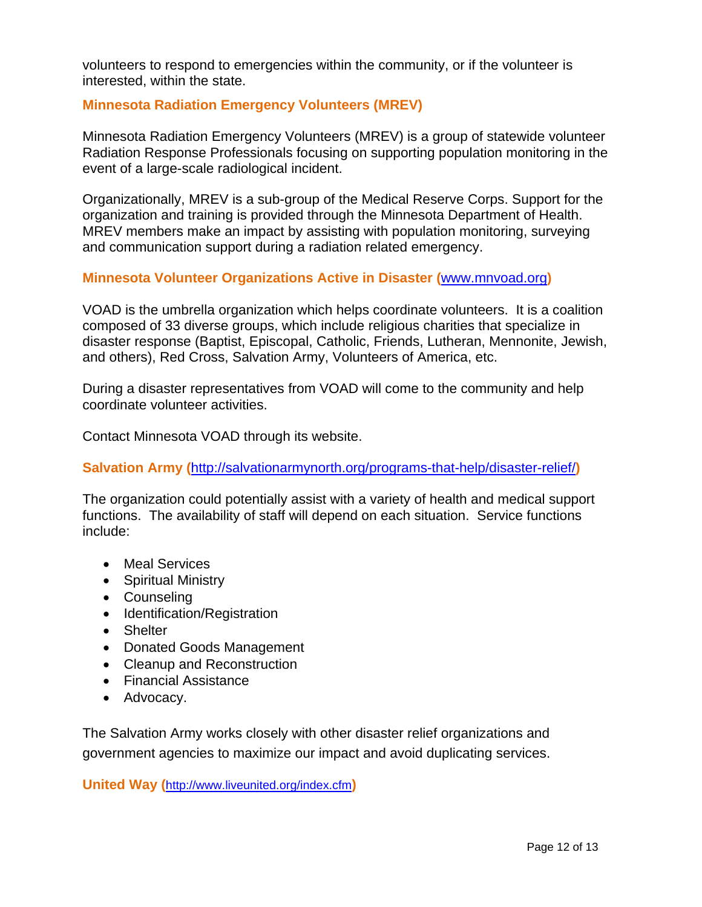volunteers to respond to emergencies within the community, or if the volunteer is interested, within the state.

### Minnesota Radiation Emergency Volunteers (MREV)

Minnesota Radiation Emergency Volunteers (MREV) is a group of statewide volunteer Radiation Response Professionals focusing on supporting population monitoring in the event of a large-scale radiological incident.

Organizationally, MREV is a sub-group of the Medical Reserve Corps. Support for the organization and training is provided through the Minnesota Department of Health. MREV members make an impact by assisting with population monitoring, surveying and communication support during a radiation related emergency.

### Minnesota Volunteer Organizations Active in Disaster (www.mnvoad.org)

VOAD is the umbrella organization which helps coordinate volunteers. It is a coalition composed of 33 diverse groups, which include religious charities that specialize in disaster response (Baptist, Episcopal, Catholic, Friends, Lutheran, Mennonite, Jewish, and others), Red Cross, Salvation Army, Volunteers of America, etc.

During a disaster representatives from VOAD will come to the community and help coordinate volunteer activities.

Contact Minnesota VOAD through its website.

### Salvation Army (http://salvationarmynorth.org/programs-that-help/disaster-relief/)

The organization could potentially assist with a variety of health and medical support functions. The availability of staff will depend on each situation. Service functions include:

- Meal Services
- Spiritual Ministry
- Counseling
- Identification/Registration
- Shelter
- Donated Goods Management
- Cleanup and Reconstruction
- Financial Assistance
- Advocacy.

The Salvation Army works closely with other disaster relief organizations and government agencies to maximize our impact and avoid duplicating services.

### United Way (http://www.liveunited.org/index.cfm)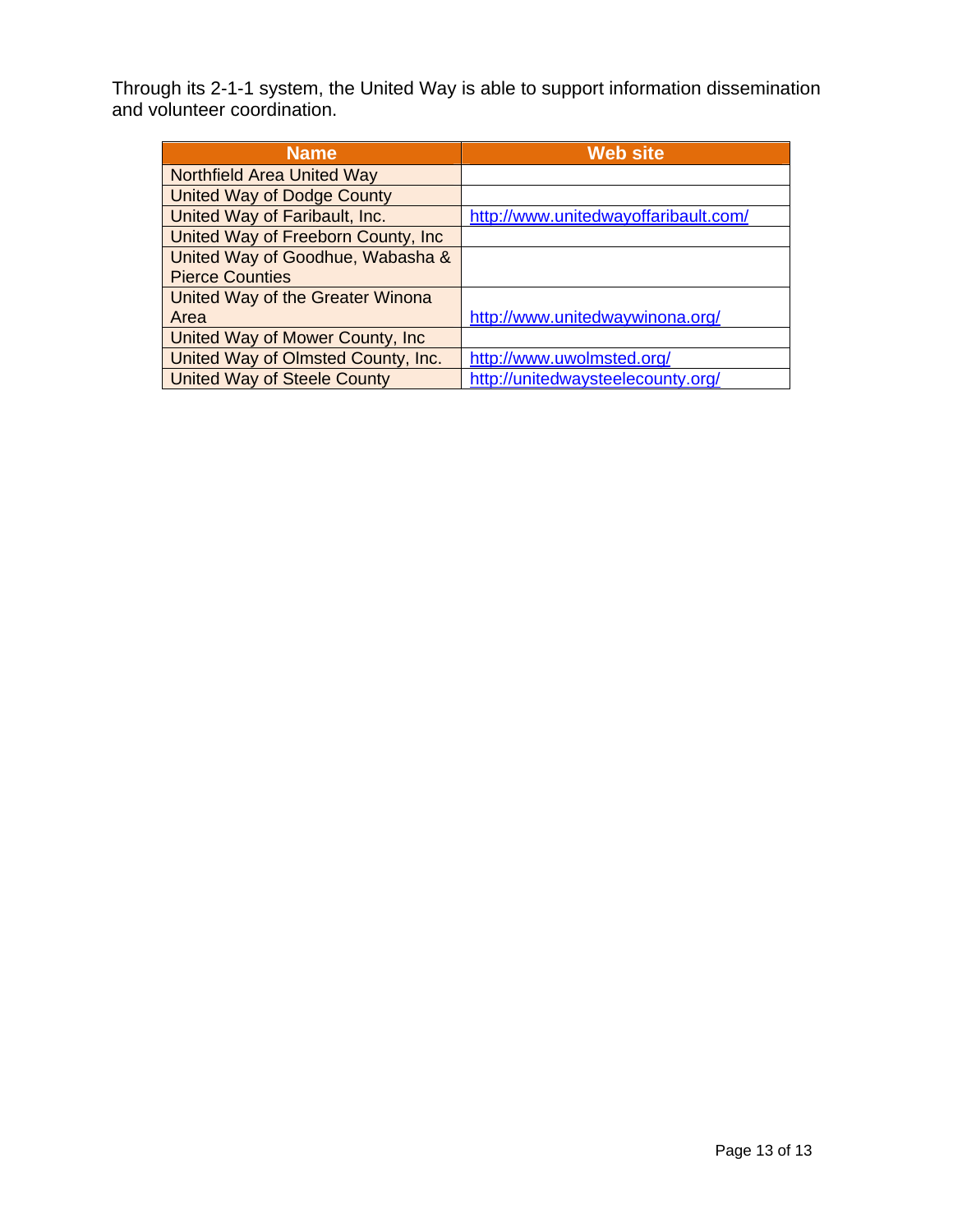Through its 2-1-1 system, the United Way is able to support information dissemination and volunteer coordination.

| Name | Web site |
| --- | --- |
| Northfield Area United Way | |
| United Way of Dodge County | |
| United Way of Faribault, Inc. | http://www.unitedwayoffaribault.com/ |
| United Way of Freeborn County, Inc | |
| United Way of Goodhue, Wabasha & Pierce Counties | |
| United Way of the Greater Winona Area | http://www.unitedwaywinona.org/ |
| United Way of Mower County, Inc | |
| United Way of Olmsted County, Inc. | http://www.uwolmsted.org/ |
| United Way of Steele County | http://unitedwaysteelecounty.org/ |